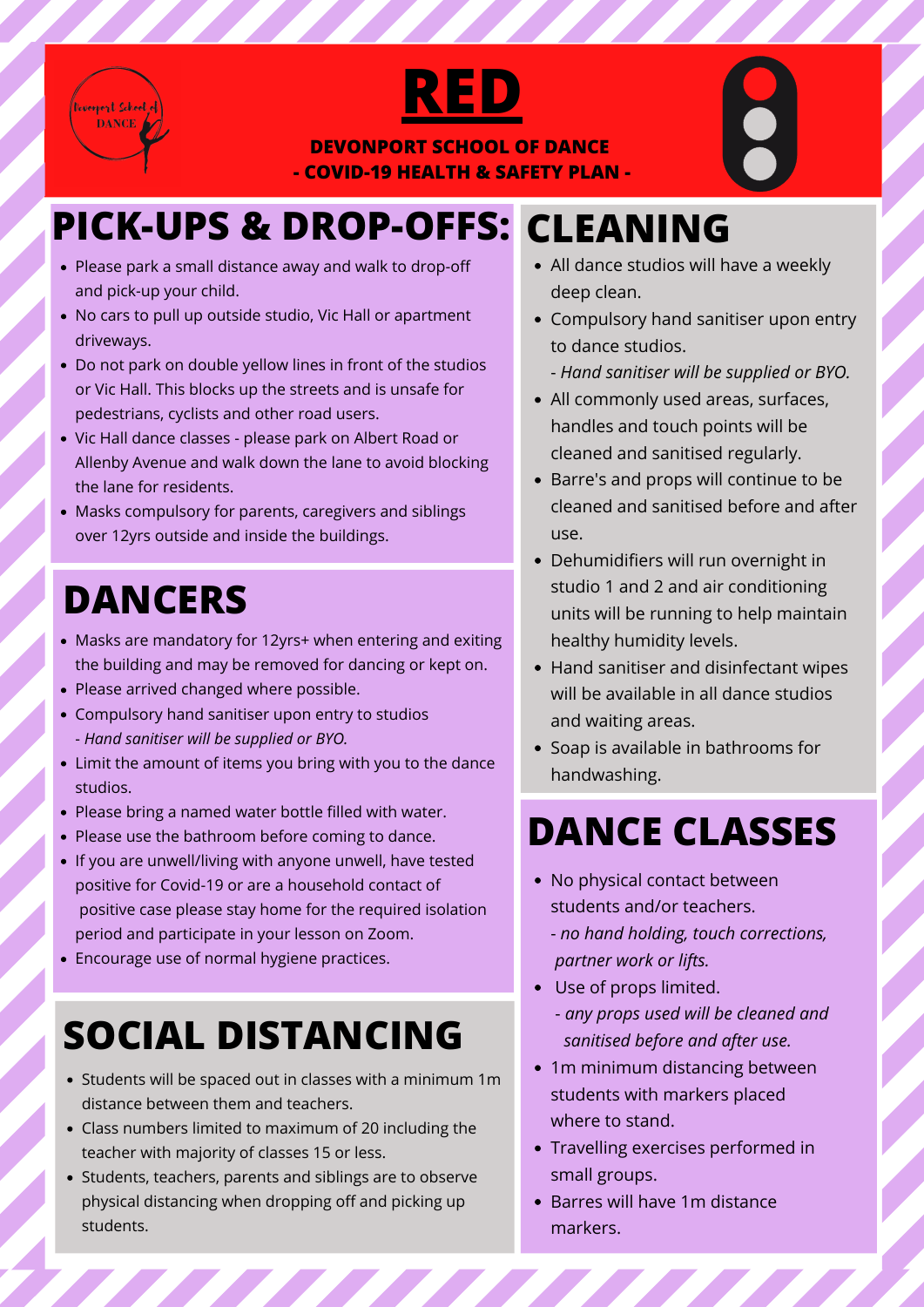# RED

**DEVONPORT SCHOOL OF DANCE**
**- COVID-19 HEALTH & SAFETY PLAN -**

## PICK-UPS & DROP-OFFS:

- Please park a small distance away and walk to drop-off and pick-up your child.
- No cars to pull up outside studio, Vic Hall or apartment driveways.
- Do not park on double yellow lines in front of the studios or Vic Hall. This blocks up the streets and is unsafe for pedestrians, cyclists and other road users.
- Vic Hall dance classes - please park on Albert Road or Allenby Avenue and walk down the lane to avoid blocking the lane for residents.
- Masks compulsory for parents, caregivers and siblings over 12yrs outside and inside the buildings.

## DANCERS

- Masks are mandatory for 12yrs+ when entering and exiting the building and may be removed for dancing or kept on.
- Please arrived changed where possible.
- Compulsory hand sanitiser upon entry to studios
  *- Hand sanitiser will be supplied or BYO.*
- Limit the amount of items you bring with you to the dance studios.
- Please bring a named water bottle filled with water.
- Please use the bathroom before coming to dance.
- If you are unwell/living with anyone unwell, have tested positive for Covid-19 or are a household contact of positive case please stay home for the required isolation period and participate in your lesson on Zoom.
- Encourage use of normal hygiene practices.

## SOCIAL DISTANCING

- Students will be spaced out in classes with a minimum 1m distance between them and teachers.
- Class numbers limited to maximum of 20 including the teacher with majority of classes 15 or less.
- Students, teachers, parents and siblings are to observe physical distancing when dropping off and picking up students.

## CLEANING

- All dance studios will have a weekly deep clean.
- Compulsory hand sanitiser upon entry to dance studios.
  *- Hand sanitiser will be supplied or BYO.*
- All commonly used areas, surfaces, handles and touch points will be cleaned and sanitised regularly.
- Barre's and props will continue to be cleaned and sanitised before and after use.
- Dehumidifiers will run overnight in studio 1 and 2 and air conditioning units will be running to help maintain healthy humidity levels.
- Hand sanitiser and disinfectant wipes will be available in all dance studios and waiting areas.
- Soap is available in bathrooms for handwashing.

## DANCE CLASSES

- No physical contact between students and/or teachers.
  *- no hand holding, touch corrections, partner work or lifts.*
- Use of props limited.
  *- any props used will be cleaned and sanitised before and after use.*
- 1m minimum distancing between students with markers placed where to stand.
- Travelling exercises performed in small groups.
- Barres will have 1m distance markers.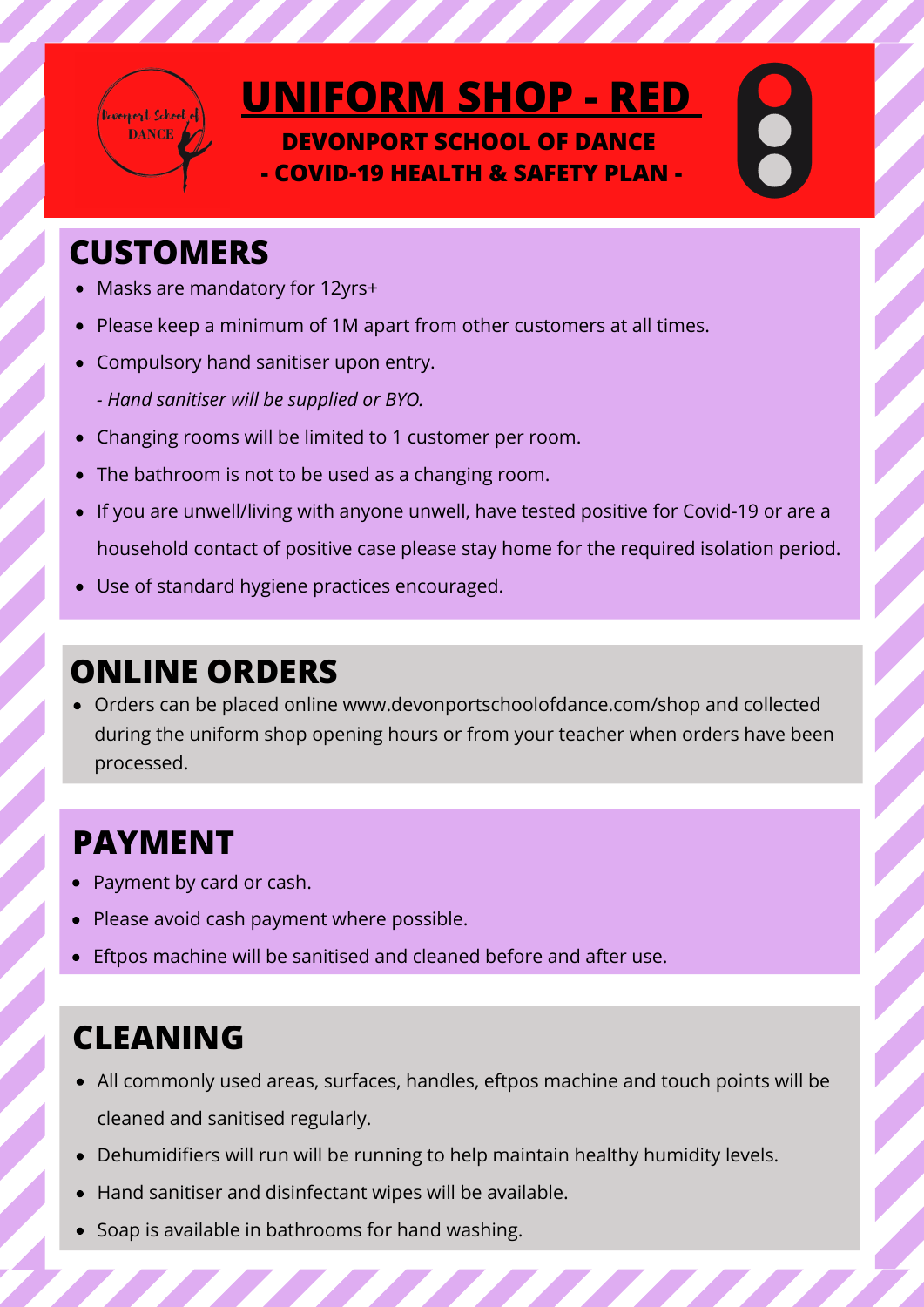# UNIFORM SHOP - RED

**DEVONPORT SCHOOL OF DANCE**
**- COVID-19 HEALTH & SAFETY PLAN -**

## CUSTOMERS

- Masks are mandatory for 12yrs+
- Please keep a minimum of 1M apart from other customers at all times.
- Compulsory hand sanitiser upon entry.
  *- Hand sanitiser will be supplied or BYO.*
- Changing rooms will be limited to 1 customer per room.
- The bathroom is not to be used as a changing room.
- If you are unwell/living with anyone unwell, have tested positive for Covid-19 or are a household contact of positive case please stay home for the required isolation period.
- Use of standard hygiene practices encouraged.

## ONLINE ORDERS

- Orders can be placed online www.devonportschoolofdance.com/shop and collected during the uniform shop opening hours or from your teacher when orders have been processed.

## PAYMENT

- Payment by card or cash.
- Please avoid cash payment where possible.
- Eftpos machine will be sanitised and cleaned before and after use.

## CLEANING

- All commonly used areas, surfaces, handles, eftpos machine and touch points will be cleaned and sanitised regularly.
- Dehumidifiers will run will be running to help maintain healthy humidity levels.
- Hand sanitiser and disinfectant wipes will be available.
- Soap is available in bathrooms for hand washing.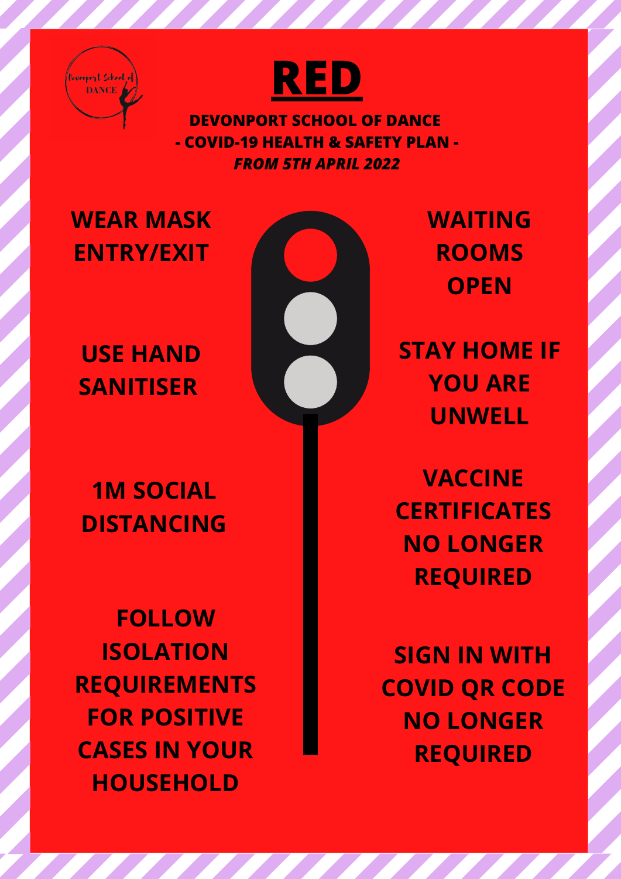# RED

**DEVONPORT SCHOOL OF DANCE**
**- COVID-19 HEALTH & SAFETY PLAN -**
***FROM 5TH APRIL 2022***

**WEAR MASK ENTRY/EXIT**

**USE HAND SANITISER**

**1M SOCIAL DISTANCING**

**FOLLOW ISOLATION REQUIREMENTS FOR POSITIVE CASES IN YOUR HOUSEHOLD**

**WAITING ROOMS OPEN**

**STAY HOME IF YOU ARE UNWELL**

**VACCINE CERTIFICATES NO LONGER REQUIRED**

**SIGN IN WITH COVID QR CODE NO LONGER REQUIRED**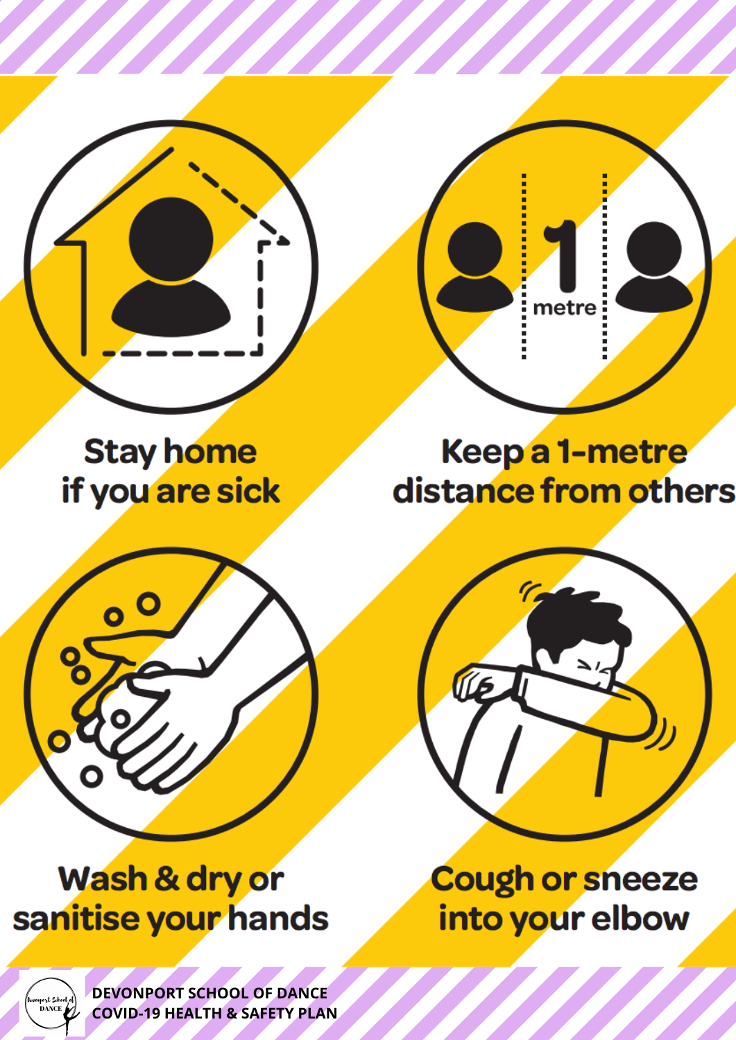Stay home if you are sick

metre

Keep a 1-metre distance from others

Wash & dry or sanitise your hands

Cough or sneeze into your elbow

**DEVONPORT SCHOOL OF DANCE**
**COVID-19 HEALTH & SAFETY PLAN**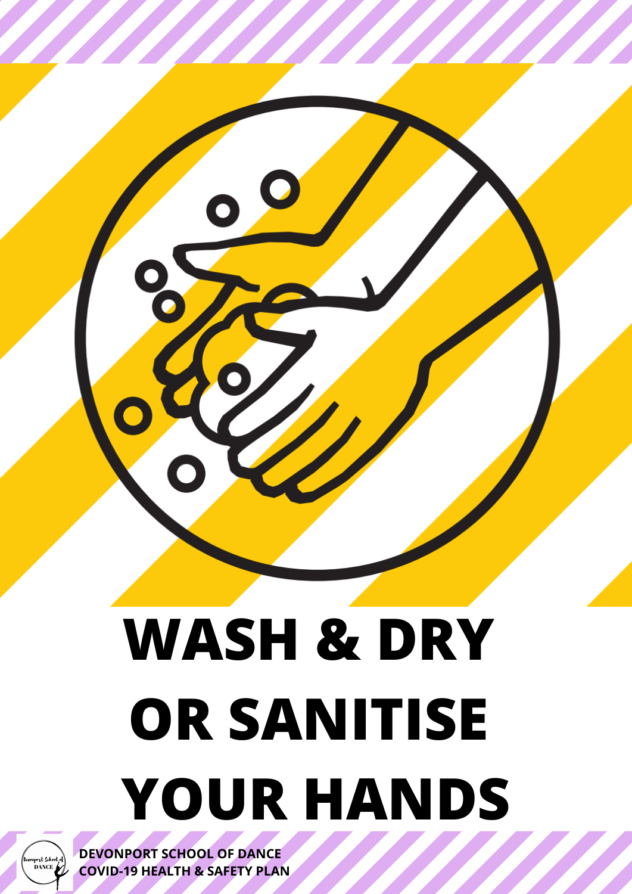# WASH & DRY OR SANITISE YOUR HANDS

**DEVONPORT SCHOOL OF DANCE**
**COVID-19 HEALTH & SAFETY PLAN**